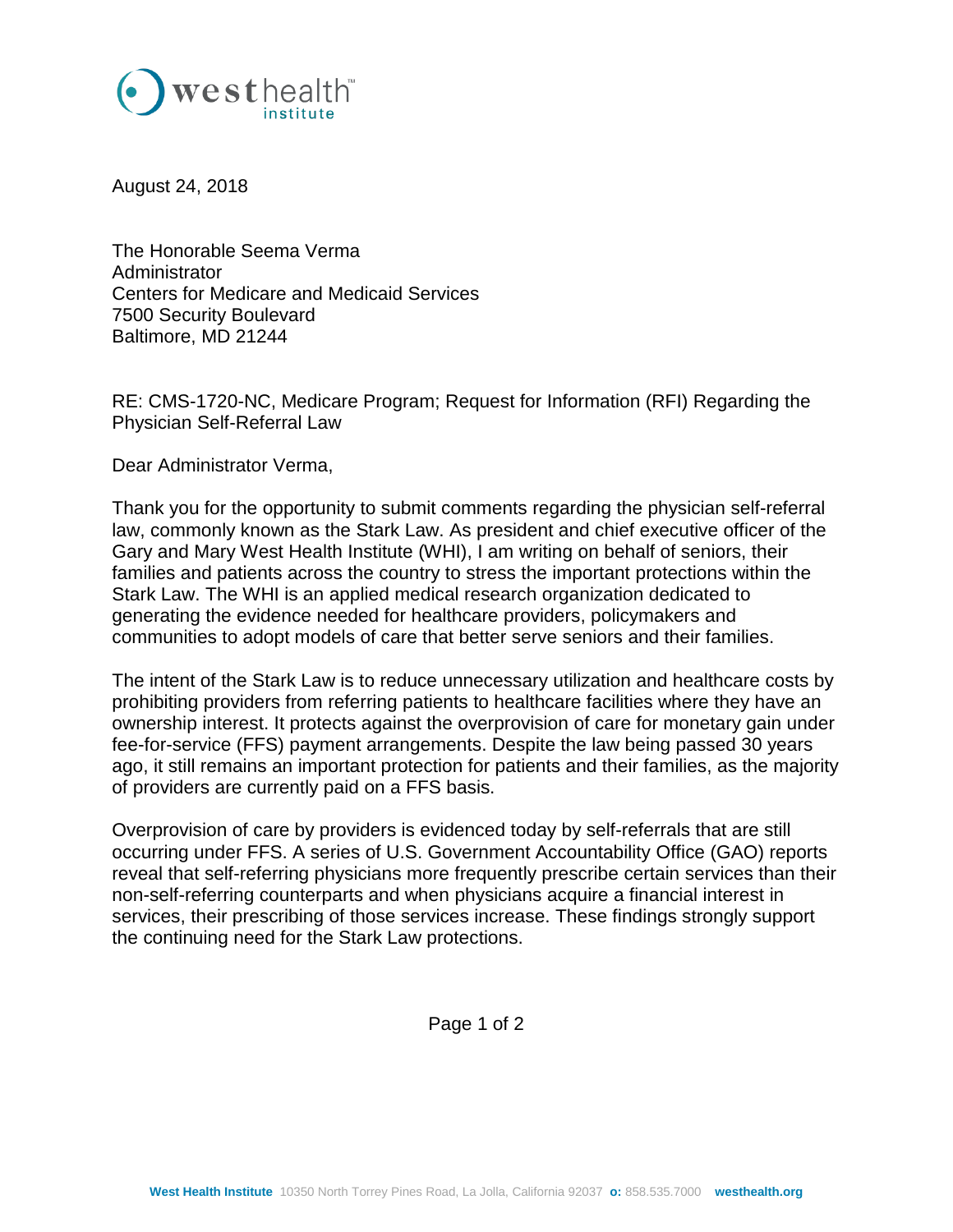August 24, 2018

The Honorable Seema Verma
Administrator
Centers for Medicare and Medicaid Services
7500 Security Boulevard
Baltimore, MD 21244

RE: CMS-1720-NC, Medicare Program; Request for Information (RFI) Regarding the Physician Self-Referral Law

Dear Administrator Verma,

Thank you for the opportunity to submit comments regarding the physician self-referral law, commonly known as the Stark Law. As president and chief executive officer of the Gary and Mary West Health Institute (WHI), I am writing on behalf of seniors, their families and patients across the country to stress the important protections within the Stark Law. The WHI is an applied medical research organization dedicated to generating the evidence needed for healthcare providers, policymakers and communities to adopt models of care that better serve seniors and their families.

The intent of the Stark Law is to reduce unnecessary utilization and healthcare costs by prohibiting providers from referring patients to healthcare facilities where they have an ownership interest. It protects against the overprovision of care for monetary gain under fee-for-service (FFS) payment arrangements. Despite the law being passed 30 years ago, it still remains an important protection for patients and their families, as the majority of providers are currently paid on a FFS basis.

Overprovision of care by providers is evidenced today by self-referrals that are still occurring under FFS. A series of U.S. Government Accountability Office (GAO) reports reveal that self-referring physicians more frequently prescribe certain services than their non-self-referring counterparts and when physicians acquire a financial interest in services, their prescribing of those services increase. These findings strongly support the continuing need for the Stark Law protections.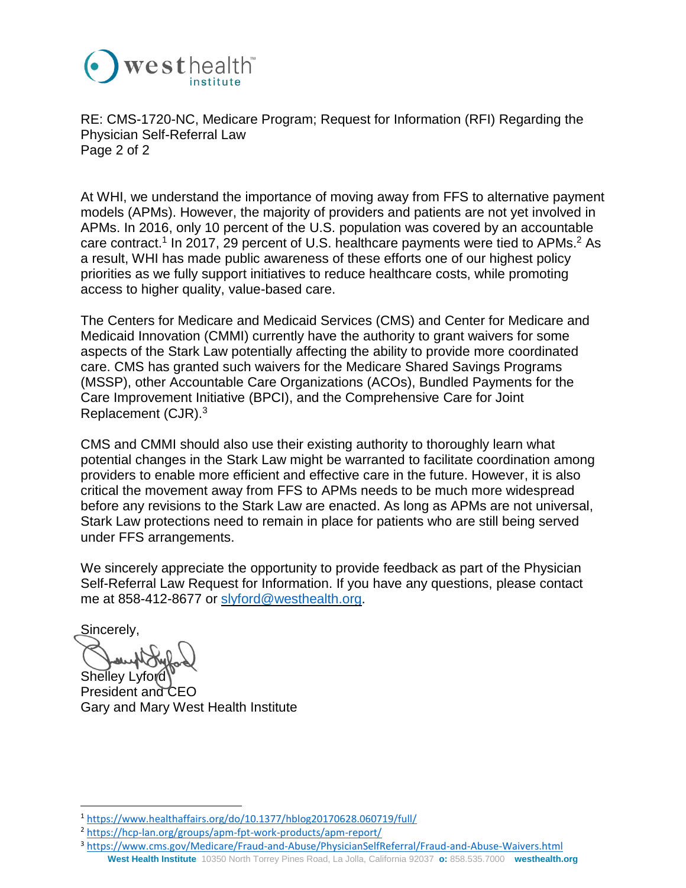At WHI, we understand the importance of moving away from FFS to alternative payment models (APMs). However, the majority of providers and patients are not yet involved in APMs. In 2016, only 10 percent of the U.S. population was covered by an accountable care contract.[1] In 2017, 29 percent of U.S. healthcare payments were tied to APMs.[2] As a result, WHI has made public awareness of these efforts one of our highest policy priorities as we fully support initiatives to reduce healthcare costs, while promoting access to higher quality, value-based care.

The Centers for Medicare and Medicaid Services (CMS) and Center for Medicare and Medicaid Innovation (CMMI) currently have the authority to grant waivers for some aspects of the Stark Law potentially affecting the ability to provide more coordinated care. CMS has granted such waivers for the Medicare Shared Savings Programs (MSSP), other Accountable Care Organizations (ACOs), Bundled Payments for the Care Improvement Initiative (BPCI), and the Comprehensive Care for Joint Replacement (CJR).[3]

CMS and CMMI should also use their existing authority to thoroughly learn what potential changes in the Stark Law might be warranted to facilitate coordination among providers to enable more efficient and effective care in the future. However, it is also critical the movement away from FFS to APMs needs to be much more widespread before any revisions to the Stark Law are enacted. As long as APMs are not universal, Stark Law protections need to remain in place for patients who are still being served under FFS arrangements.

We sincerely appreciate the opportunity to provide feedback as part of the Physician Self-Referral Law Request for Information. If you have any questions, please contact me at 858-412-8677 or slyford@westhealth.org.

Sincerely,

Shelley Lyford
President and CEO
Gary and Mary West Health Institute

---

[1] https://www.healthaffairs.org/do/10.1377/hblog20170628.060719/full/

[2] https://hcp-lan.org/groups/apm-fpt-work-products/apm-report/

[3] https://www.cms.gov/Medicare/Fraud-and-Abuse/PhysicianSelfReferral/Fraud-and-Abuse-Waivers.html

**West Health Institute** 10350 North Torrey Pines Road, La Jolla, California 92037 **o:** 858.535.7000 **westhealth.org**